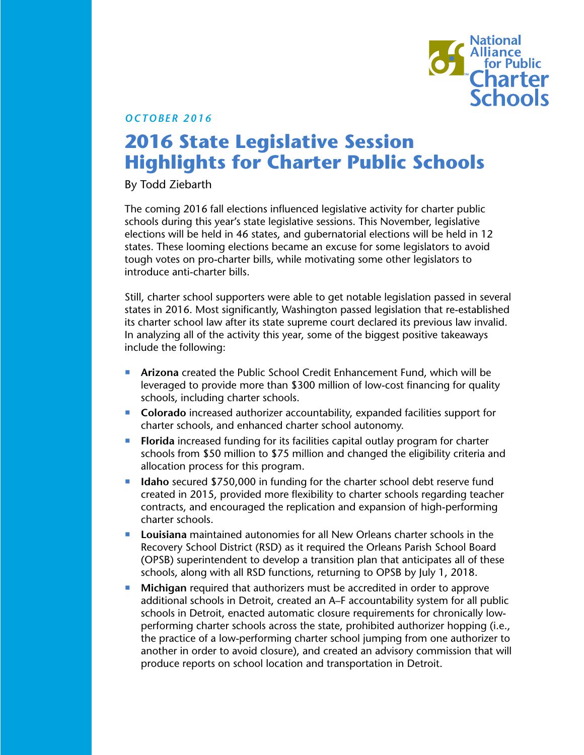*OCTOBER 2016*

# 2016 State Legislative Session Highlights for Charter Public Schools

By Todd Ziebarth

The coming 2016 fall elections influenced legislative activity for charter public schools during this year's state legislative sessions. This November, legislative elections will be held in 46 states, and gubernatorial elections will be held in 12 states. These looming elections became an excuse for some legislators to avoid tough votes on pro-charter bills, while motivating some other legislators to introduce anti-charter bills.

Still, charter school supporters were able to get notable legislation passed in several states in 2016. Most significantly, Washington passed legislation that re-established its charter school law after its state supreme court declared its previous law invalid. In analyzing all of the activity this year, some of the biggest positive takeaways include the following:

- **Arizona** created the Public School Credit Enhancement Fund, which will be leveraged to provide more than $300 million of low-cost financing for quality schools, including charter schools.
- **Colorado** increased authorizer accountability, expanded facilities support for charter schools, and enhanced charter school autonomy.
- **Florida** increased funding for its facilities capital outlay program for charter schools from $50 million to $75 million and changed the eligibility criteria and allocation process for this program.
- **Idaho** secured $750,000 in funding for the charter school debt reserve fund created in 2015, provided more flexibility to charter schools regarding teacher contracts, and encouraged the replication and expansion of high-performing charter schools.
- **Louisiana** maintained autonomies for all New Orleans charter schools in the Recovery School District (RSD) as it required the Orleans Parish School Board (OPSB) superintendent to develop a transition plan that anticipates all of these schools, along with all RSD functions, returning to OPSB by July 1, 2018.
- **Michigan** required that authorizers must be accredited in order to approve additional schools in Detroit, created an A–F accountability system for all public schools in Detroit, enacted automatic closure requirements for chronically low-performing charter schools across the state, prohibited authorizer hopping (i.e., the practice of a low-performing charter school jumping from one authorizer to another in order to avoid closure), and created an advisory commission that will produce reports on school location and transportation in Detroit.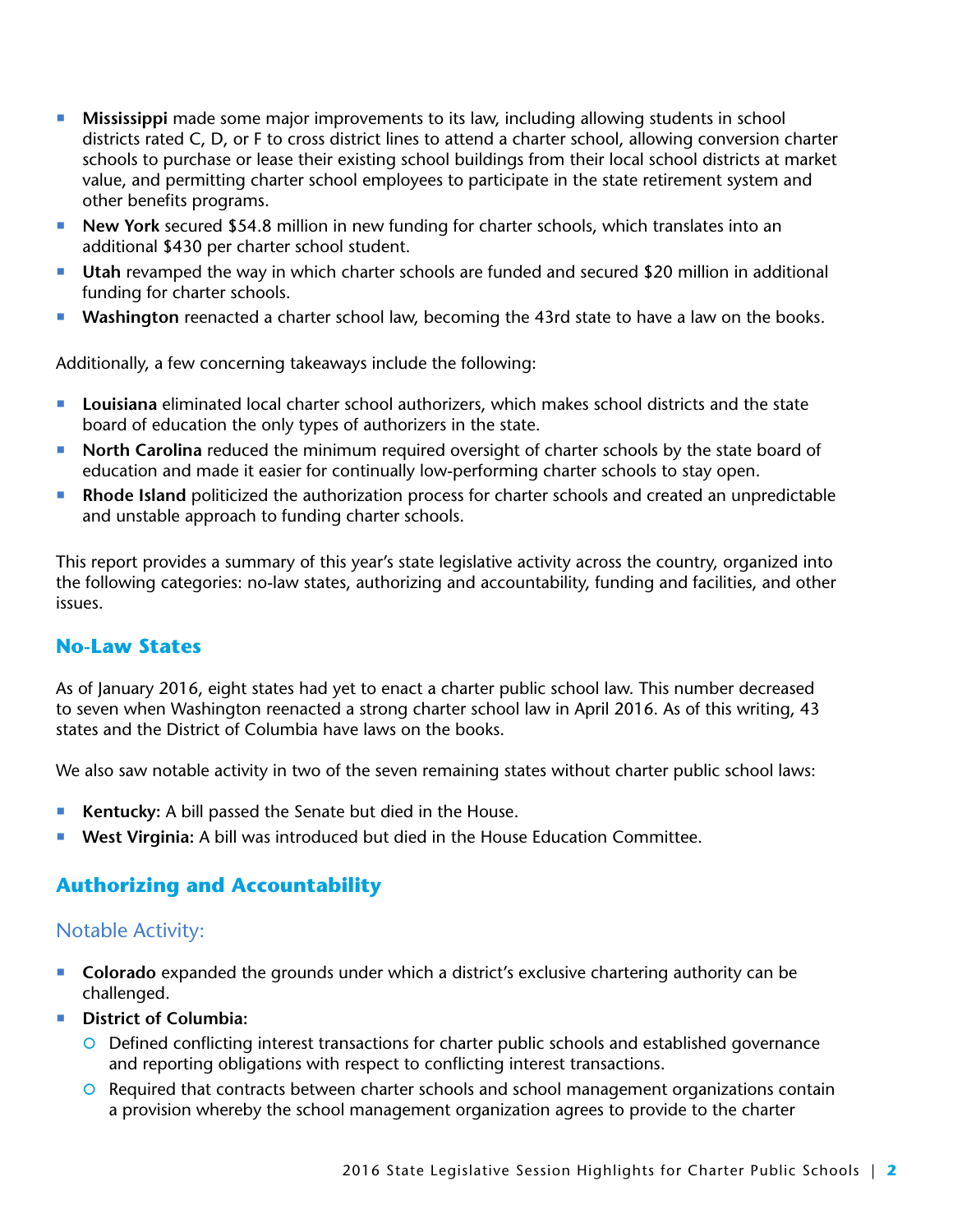- **Mississippi** made some major improvements to its law, including allowing students in school districts rated C, D, or F to cross district lines to attend a charter school, allowing conversion charter schools to purchase or lease their existing school buildings from their local school districts at market value, and permitting charter school employees to participate in the state retirement system and other benefits programs.
- **New York** secured $54.8 million in new funding for charter schools, which translates into an additional $430 per charter school student.
- **Utah** revamped the way in which charter schools are funded and secured $20 million in additional funding for charter schools.
- **Washington** reenacted a charter school law, becoming the 43rd state to have a law on the books.

Additionally, a few concerning takeaways include the following:

- **Louisiana** eliminated local charter school authorizers, which makes school districts and the state board of education the only types of authorizers in the state.
- **North Carolina** reduced the minimum required oversight of charter schools by the state board of education and made it easier for continually low-performing charter schools to stay open.
- **Rhode Island** politicized the authorization process for charter schools and created an unpredictable and unstable approach to funding charter schools.

This report provides a summary of this year's state legislative activity across the country, organized into the following categories: no-law states, authorizing and accountability, funding and facilities, and other issues.

## No-Law States

As of January 2016, eight states had yet to enact a charter public school law. This number decreased to seven when Washington reenacted a strong charter school law in April 2016. As of this writing, 43 states and the District of Columbia have laws on the books.

We also saw notable activity in two of the seven remaining states without charter public school laws:

- **Kentucky:** A bill passed the Senate but died in the House.
- **West Virginia:** A bill was introduced but died in the House Education Committee.

## Authorizing and Accountability

### Notable Activity:

- **Colorado** expanded the grounds under which a district's exclusive chartering authority can be challenged.
- **District of Columbia:**
  - Defined conflicting interest transactions for charter public schools and established governance and reporting obligations with respect to conflicting interest transactions.
  - Required that contracts between charter schools and school management organizations contain a provision whereby the school management organization agrees to provide to the charter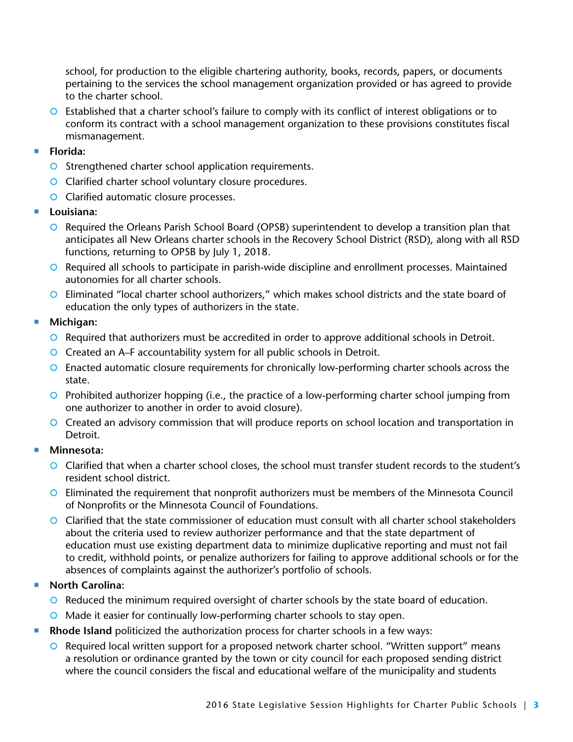school, for production to the eligible chartering authority, books, records, papers, or documents pertaining to the services the school management organization provided or has agreed to provide to the charter school.
  - Established that a charter school's failure to comply with its conflict of interest obligations or to conform its contract with a school management organization to these provisions constitutes fiscal mismanagement.

- **Florida:**
  - Strengthened charter school application requirements.
  - Clarified charter school voluntary closure procedures.
  - Clarified automatic closure processes.
- **Louisiana:**
  - Required the Orleans Parish School Board (OPSB) superintendent to develop a transition plan that anticipates all New Orleans charter schools in the Recovery School District (RSD), along with all RSD functions, returning to OPSB by July 1, 2018.
  - Required all schools to participate in parish-wide discipline and enrollment processes. Maintained autonomies for all charter schools.
  - Eliminated "local charter school authorizers," which makes school districts and the state board of education the only types of authorizers in the state.
- **Michigan:**
  - Required that authorizers must be accredited in order to approve additional schools in Detroit.
  - Created an A–F accountability system for all public schools in Detroit.
  - Enacted automatic closure requirements for chronically low-performing charter schools across the state.
  - Prohibited authorizer hopping (i.e., the practice of a low-performing charter school jumping from one authorizer to another in order to avoid closure).
  - Created an advisory commission that will produce reports on school location and transportation in Detroit.
- **Minnesota:**
  - Clarified that when a charter school closes, the school must transfer student records to the student's resident school district.
  - Eliminated the requirement that nonprofit authorizers must be members of the Minnesota Council of Nonprofits or the Minnesota Council of Foundations.
  - Clarified that the state commissioner of education must consult with all charter school stakeholders about the criteria used to review authorizer performance and that the state department of education must use existing department data to minimize duplicative reporting and must not fail to credit, withhold points, or penalize authorizers for failing to approve additional schools or for the absences of complaints against the authorizer's portfolio of schools.
- **North Carolina:**
  - Reduced the minimum required oversight of charter schools by the state board of education.
  - Made it easier for continually low-performing charter schools to stay open.
- **Rhode Island** politicized the authorization process for charter schools in a few ways:
  - Required local written support for a proposed network charter school. "Written support" means a resolution or ordinance granted by the town or city council for each proposed sending district where the council considers the fiscal and educational welfare of the municipality and students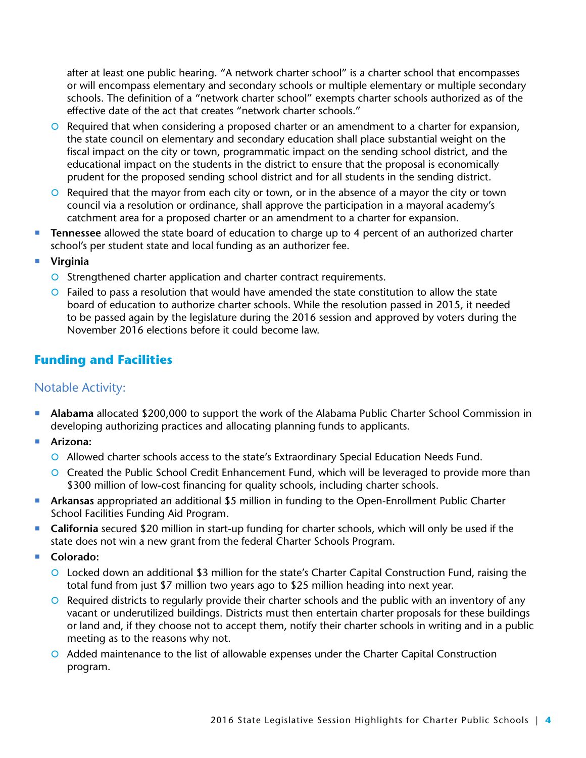after at least one public hearing. "A network charter school" is a charter school that encompasses or will encompass elementary and secondary schools or multiple elementary or multiple secondary schools. The definition of a "network charter school" exempts charter schools authorized as of the effective date of the act that creates "network charter schools."

  - Required that when considering a proposed charter or an amendment to a charter for expansion, the state council on elementary and secondary education shall place substantial weight on the fiscal impact on the city or town, programmatic impact on the sending school district, and the educational impact on the students in the district to ensure that the proposal is economically prudent for the proposed sending school district and for all students in the sending district.
  - Required that the mayor from each city or town, or in the absence of a mayor the city or town council via a resolution or ordinance, shall approve the participation in a mayoral academy's catchment area for a proposed charter or an amendment to a charter for expansion.
- **Tennessee** allowed the state board of education to charge up to 4 percent of an authorized charter school's per student state and local funding as an authorizer fee.
- **Virginia**
  - Strengthened charter application and charter contract requirements.
  - Failed to pass a resolution that would have amended the state constitution to allow the state board of education to authorize charter schools. While the resolution passed in 2015, it needed to be passed again by the legislature during the 2016 session and approved by voters during the November 2016 elections before it could become law.

## Funding and Facilities

### Notable Activity:

- **Alabama** allocated $200,000 to support the work of the Alabama Public Charter School Commission in developing authorizing practices and allocating planning funds to applicants.
- **Arizona:**
  - Allowed charter schools access to the state's Extraordinary Special Education Needs Fund.
  - Created the Public School Credit Enhancement Fund, which will be leveraged to provide more than $300 million of low-cost financing for quality schools, including charter schools.
- **Arkansas** appropriated an additional $5 million in funding to the Open-Enrollment Public Charter School Facilities Funding Aid Program.
- **California** secured $20 million in start-up funding for charter schools, which will only be used if the state does not win a new grant from the federal Charter Schools Program.
- **Colorado:**
  - Locked down an additional $3 million for the state's Charter Capital Construction Fund, raising the total fund from just $7 million two years ago to $25 million heading into next year.
  - Required districts to regularly provide their charter schools and the public with an inventory of any vacant or underutilized buildings. Districts must then entertain charter proposals for these buildings or land and, if they choose not to accept them, notify their charter schools in writing and in a public meeting as to the reasons why not.
  - Added maintenance to the list of allowable expenses under the Charter Capital Construction program.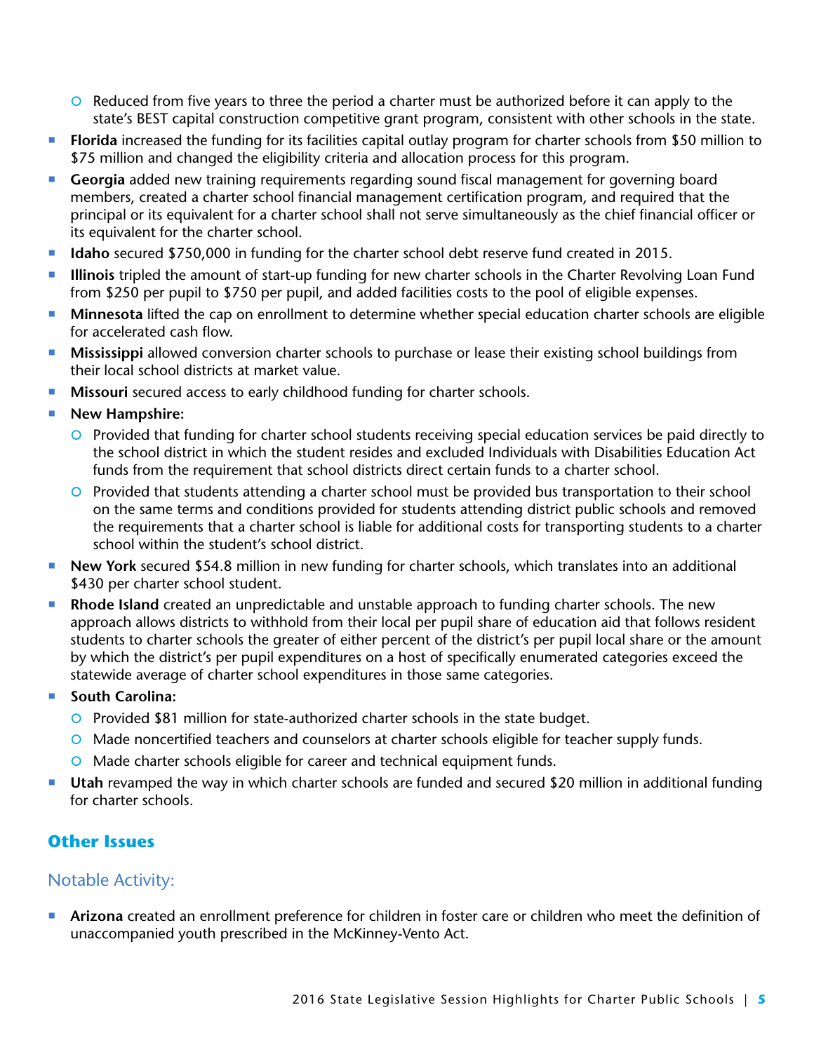- Reduced from five years to three the period a charter must be authorized before it can apply to the state's BEST capital construction competitive grant program, consistent with other schools in the state.
- **Florida** increased the funding for its facilities capital outlay program for charter schools from $50 million to $75 million and changed the eligibility criteria and allocation process for this program.
- **Georgia** added new training requirements regarding sound fiscal management for governing board members, created a charter school financial management certification program, and required that the principal or its equivalent for a charter school shall not serve simultaneously as the chief financial officer or its equivalent for the charter school.
- **Idaho** secured $750,000 in funding for the charter school debt reserve fund created in 2015.
- **Illinois** tripled the amount of start-up funding for new charter schools in the Charter Revolving Loan Fund from $250 per pupil to $750 per pupil, and added facilities costs to the pool of eligible expenses.
- **Minnesota** lifted the cap on enrollment to determine whether special education charter schools are eligible for accelerated cash flow.
- **Mississippi** allowed conversion charter schools to purchase or lease their existing school buildings from their local school districts at market value.
- **Missouri** secured access to early childhood funding for charter schools.
- **New Hampshire:**
    - Provided that funding for charter school students receiving special education services be paid directly to the school district in which the student resides and excluded Individuals with Disabilities Education Act funds from the requirement that school districts direct certain funds to a charter school.
    - Provided that students attending a charter school must be provided bus transportation to their school on the same terms and conditions provided for students attending district public schools and removed the requirements that a charter school is liable for additional costs for transporting students to a charter school within the student's school district.
- **New York** secured $54.8 million in new funding for charter schools, which translates into an additional $430 per charter school student.
- **Rhode Island** created an unpredictable and unstable approach to funding charter schools. The new approach allows districts to withhold from their local per pupil share of education aid that follows resident students to charter schools the greater of either percent of the district's per pupil local share or the amount by which the district's per pupil expenditures on a host of specifically enumerated categories exceed the statewide average of charter school expenditures in those same categories.
- **South Carolina:**
    - Provided $81 million for state-authorized charter schools in the state budget.
    - Made noncertified teachers and counselors at charter schools eligible for teacher supply funds.
    - Made charter schools eligible for career and technical equipment funds.
- **Utah** revamped the way in which charter schools are funded and secured $20 million in additional funding for charter schools.

## Other Issues

### Notable Activity:

- **Arizona** created an enrollment preference for children in foster care or children who meet the definition of unaccompanied youth prescribed in the McKinney-Vento Act.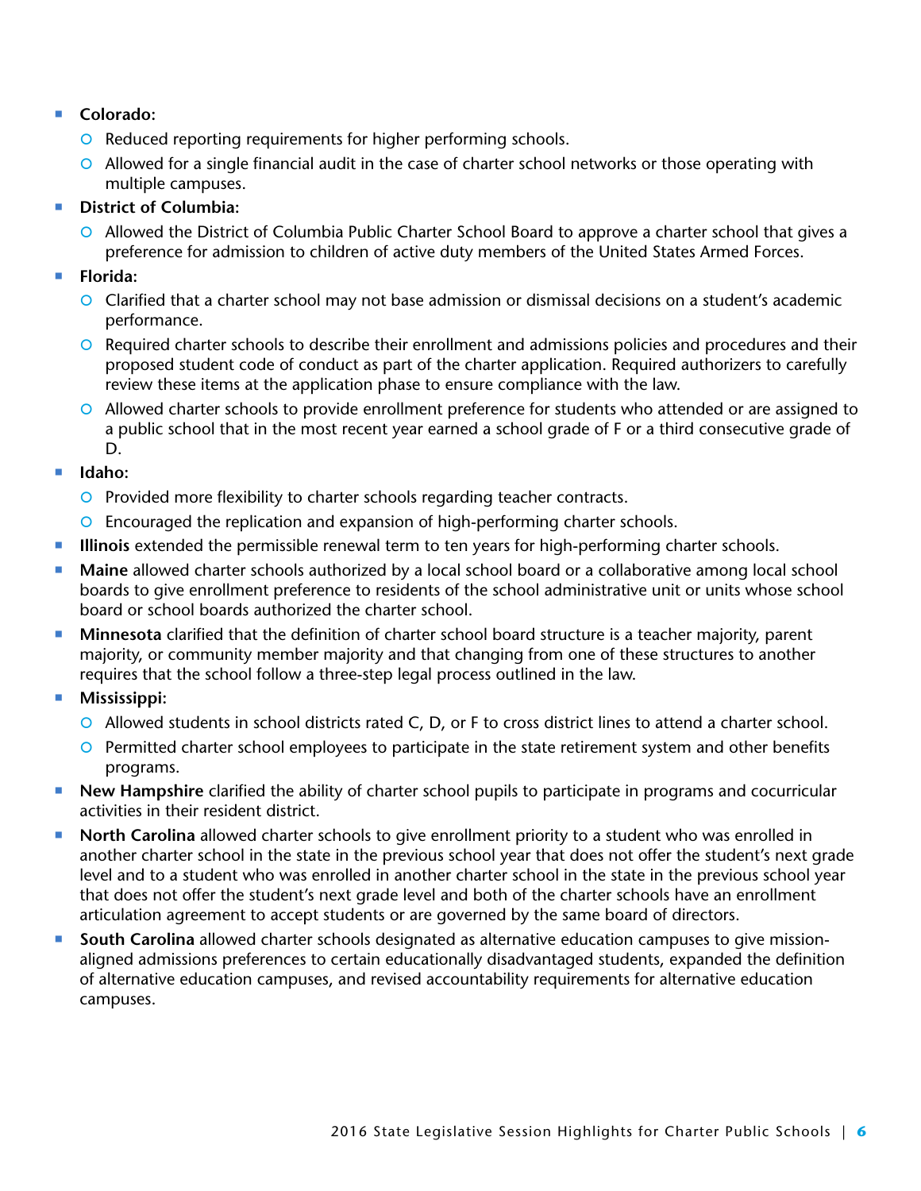- **Colorado:**
  - Reduced reporting requirements for higher performing schools.
  - Allowed for a single financial audit in the case of charter school networks or those operating with multiple campuses.
- **District of Columbia:**
  - Allowed the District of Columbia Public Charter School Board to approve a charter school that gives a preference for admission to children of active duty members of the United States Armed Forces.
- **Florida:**
  - Clarified that a charter school may not base admission or dismissal decisions on a student's academic performance.
  - Required charter schools to describe their enrollment and admissions policies and procedures and their proposed student code of conduct as part of the charter application. Required authorizers to carefully review these items at the application phase to ensure compliance with the law.
  - Allowed charter schools to provide enrollment preference for students who attended or are assigned to a public school that in the most recent year earned a school grade of F or a third consecutive grade of D.
- **Idaho:**
  - Provided more flexibility to charter schools regarding teacher contracts.
  - Encouraged the replication and expansion of high-performing charter schools.
- **Illinois** extended the permissible renewal term to ten years for high-performing charter schools.
- **Maine** allowed charter schools authorized by a local school board or a collaborative among local school boards to give enrollment preference to residents of the school administrative unit or units whose school board or school boards authorized the charter school.
- **Minnesota** clarified that the definition of charter school board structure is a teacher majority, parent majority, or community member majority and that changing from one of these structures to another requires that the school follow a three-step legal process outlined in the law.
- **Mississippi:**
  - Allowed students in school districts rated C, D, or F to cross district lines to attend a charter school.
  - Permitted charter school employees to participate in the state retirement system and other benefits programs.
- **New Hampshire** clarified the ability of charter school pupils to participate in programs and cocurricular activities in their resident district.
- **North Carolina** allowed charter schools to give enrollment priority to a student who was enrolled in another charter school in the state in the previous school year that does not offer the student's next grade level and to a student who was enrolled in another charter school in the state in the previous school year that does not offer the student's next grade level and both of the charter schools have an enrollment articulation agreement to accept students or are governed by the same board of directors.
- **South Carolina** allowed charter schools designated as alternative education campuses to give mission-aligned admissions preferences to certain educationally disadvantaged students, expanded the definition of alternative education campuses, and revised accountability requirements for alternative education campuses.